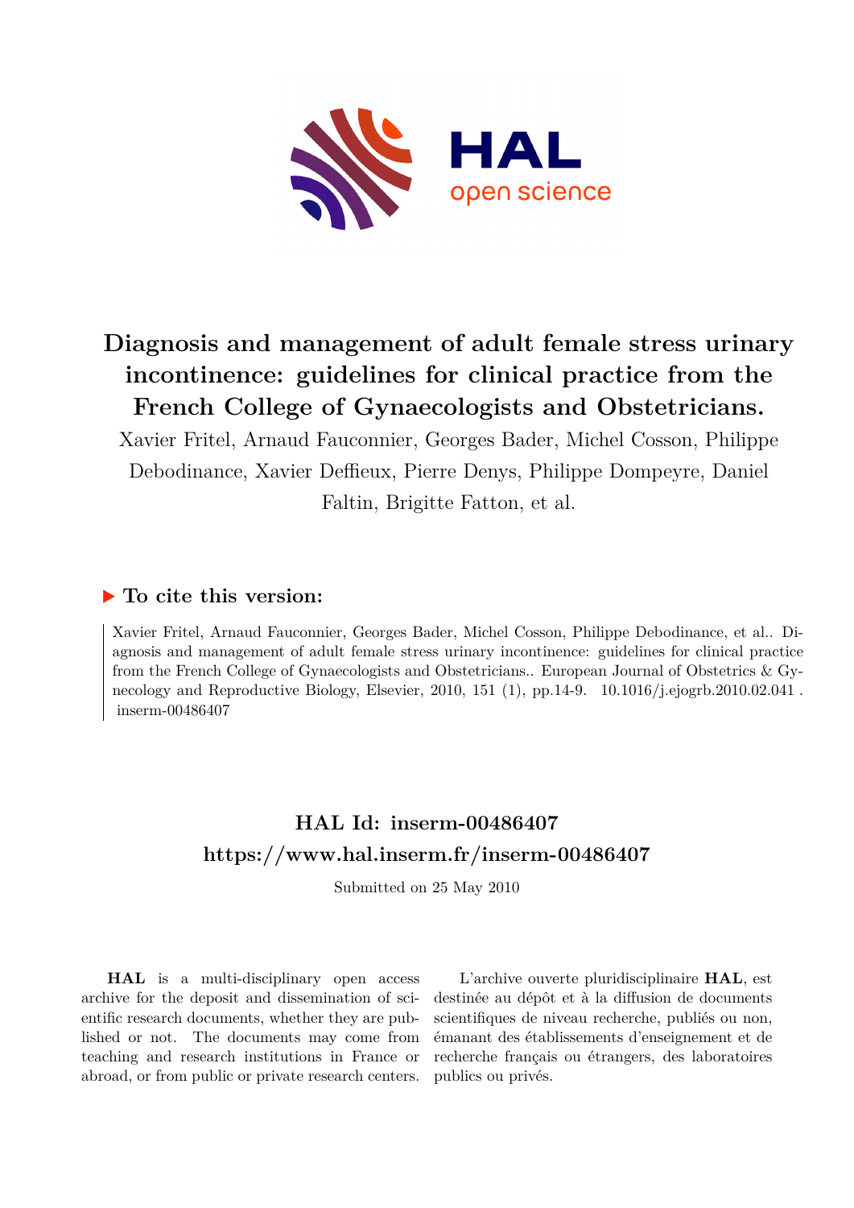# Diagnosis and management of adult female stress urinary incontinence: guidelines for clinical practice from the French College of Gynaecologists and Obstetricians.

Xavier Fritel, Arnaud Fauconnier, Georges Bader, Michel Cosson, Philippe Debodinance, Xavier Deffieux, Pierre Denys, Philippe Dompeyre, Daniel Faltin, Brigitte Fatton, et al.

## ▶ To cite this version:

Xavier Fritel, Arnaud Fauconnier, Georges Bader, Michel Cosson, Philippe Debodinance, et al.. Diagnosis and management of adult female stress urinary incontinence: guidelines for clinical practice from the French College of Gynaecologists and Obstetricians.. European Journal of Obstetrics & Gynecology and Reproductive Biology, Elsevier, 2010, 151 (1), pp.14-9. 10.1016/j.ejogrb.2010.02.041 . inserm-00486407

## HAL Id: inserm-00486407
## https://www.hal.inserm.fr/inserm-00486407

Submitted on 25 May 2010

**HAL** is a multi-disciplinary open access archive for the deposit and dissemination of scientific research documents, whether they are published or not. The documents may come from teaching and research institutions in France or abroad, or from public or private research centers.

L'archive ouverte pluridisciplinaire **HAL**, est destinée au dépôt et à la diffusion de documents scientifiques de niveau recherche, publiés ou non, émanant des établissements d'enseignement et de recherche français ou étrangers, des laboratoires publics ou privés.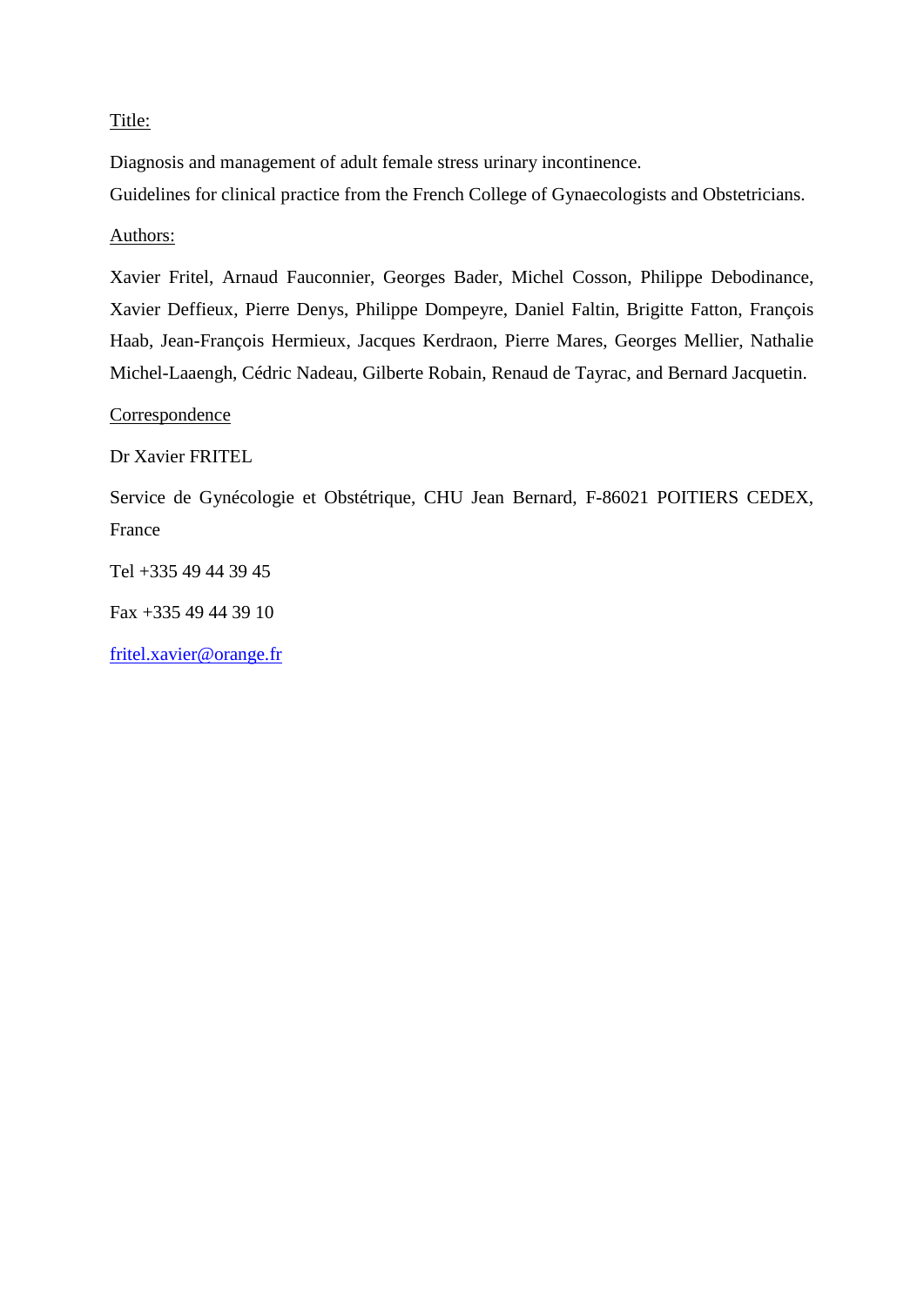Title:

Diagnosis and management of adult female stress urinary incontinence.

Guidelines for clinical practice from the French College of Gynaecologists and Obstetricians.

Authors:

Xavier Fritel, Arnaud Fauconnier, Georges Bader, Michel Cosson, Philippe Debodinance, Xavier Deffieux, Pierre Denys, Philippe Dompeyre, Daniel Faltin, Brigitte Fatton, François Haab, Jean-François Hermieux, Jacques Kerdraon, Pierre Mares, Georges Mellier, Nathalie Michel-Laaengh, Cédric Nadeau, Gilberte Robain, Renaud de Tayrac, and Bernard Jacquetin.

Correspondence

Dr Xavier FRITEL

Service de Gynécologie et Obstétrique, CHU Jean Bernard, F-86021 POITIERS CEDEX, France

Tel +335 49 44 39 45

Fax +335 49 44 39 10

fritel.xavier@orange.fr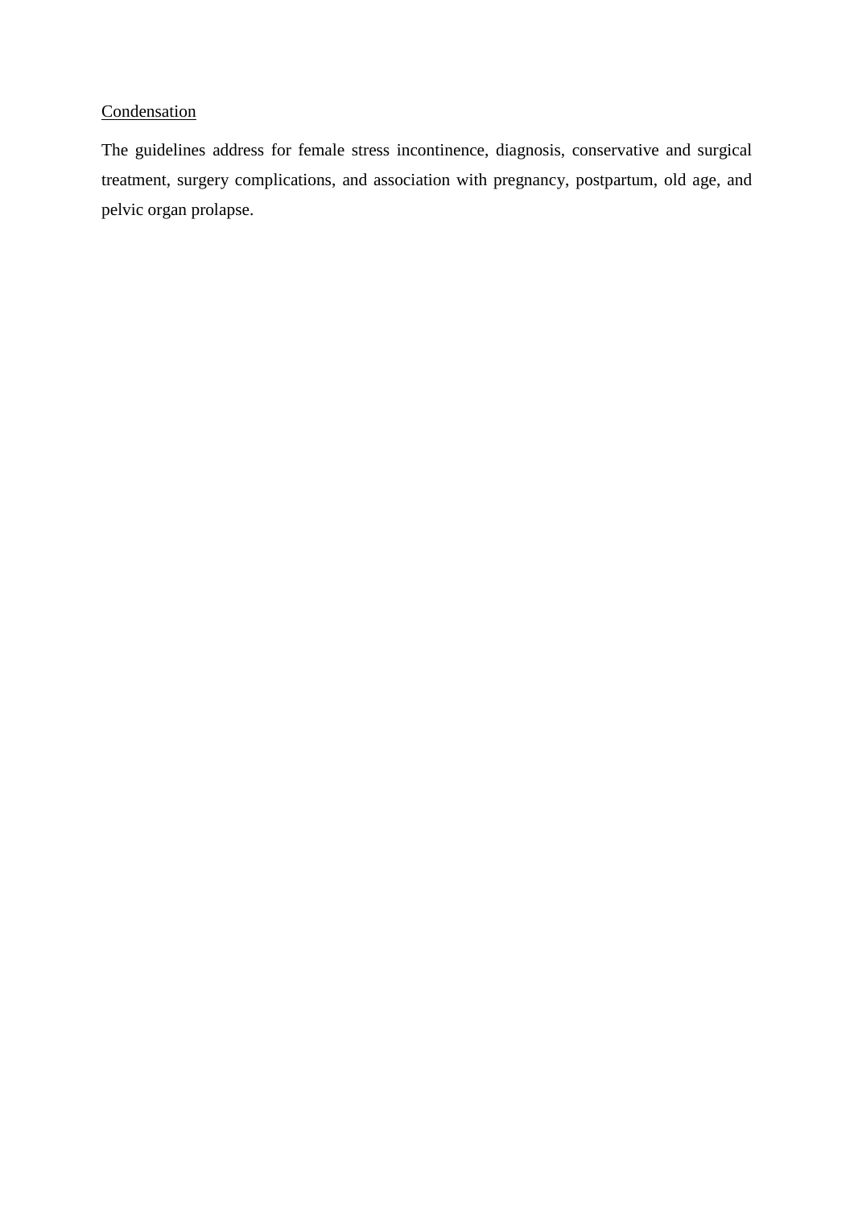## Condensation

The guidelines address for female stress incontinence, diagnosis, conservative and surgical treatment, surgery complications, and association with pregnancy, postpartum, old age, and pelvic organ prolapse.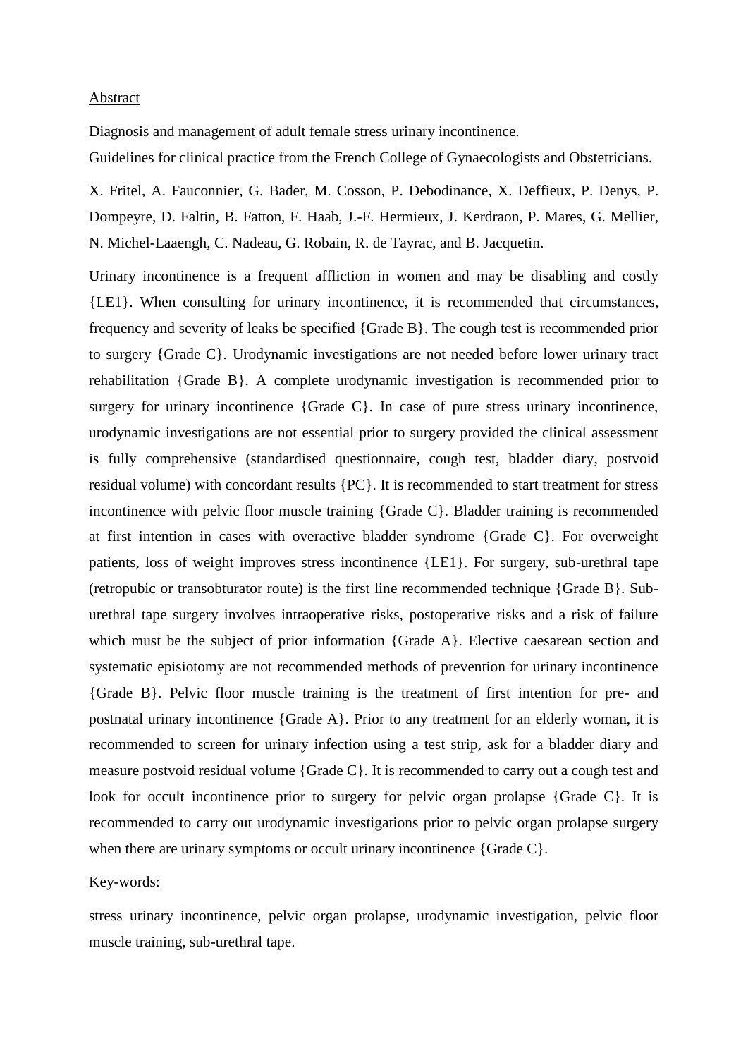Abstract

Diagnosis and management of adult female stress urinary incontinence.

Guidelines for clinical practice from the French College of Gynaecologists and Obstetricians.

X. Fritel, A. Fauconnier, G. Bader, M. Cosson, P. Debodinance, X. Deffieux, P. Denys, P. Dompeyre, D. Faltin, B. Fatton, F. Haab, J.-F. Hermieux, J. Kerdraon, P. Mares, G. Mellier, N. Michel-Laaengh, C. Nadeau, G. Robain, R. de Tayrac, and B. Jacquetin.

Urinary incontinence is a frequent affliction in women and may be disabling and costly {LE1}. When consulting for urinary incontinence, it is recommended that circumstances, frequency and severity of leaks be specified {Grade B}. The cough test is recommended prior to surgery {Grade C}. Urodynamic investigations are not needed before lower urinary tract rehabilitation {Grade B}. A complete urodynamic investigation is recommended prior to surgery for urinary incontinence {Grade C}. In case of pure stress urinary incontinence, urodynamic investigations are not essential prior to surgery provided the clinical assessment is fully comprehensive (standardised questionnaire, cough test, bladder diary, postvoid residual volume) with concordant results {PC}. It is recommended to start treatment for stress incontinence with pelvic floor muscle training {Grade C}. Bladder training is recommended at first intention in cases with overactive bladder syndrome {Grade C}. For overweight patients, loss of weight improves stress incontinence {LE1}. For surgery, sub-urethral tape (retropubic or transobturator route) is the first line recommended technique {Grade B}. Sub-urethral tape surgery involves intraoperative risks, postoperative risks and a risk of failure which must be the subject of prior information {Grade A}. Elective caesarean section and systematic episiotomy are not recommended methods of prevention for urinary incontinence {Grade B}. Pelvic floor muscle training is the treatment of first intention for pre- and postnatal urinary incontinence {Grade A}. Prior to any treatment for an elderly woman, it is recommended to screen for urinary infection using a test strip, ask for a bladder diary and measure postvoid residual volume {Grade C}. It is recommended to carry out a cough test and look for occult incontinence prior to surgery for pelvic organ prolapse {Grade C}. It is recommended to carry out urodynamic investigations prior to pelvic organ prolapse surgery when there are urinary symptoms or occult urinary incontinence {Grade C}.

Key-words:

stress urinary incontinence, pelvic organ prolapse, urodynamic investigation, pelvic floor muscle training, sub-urethral tape.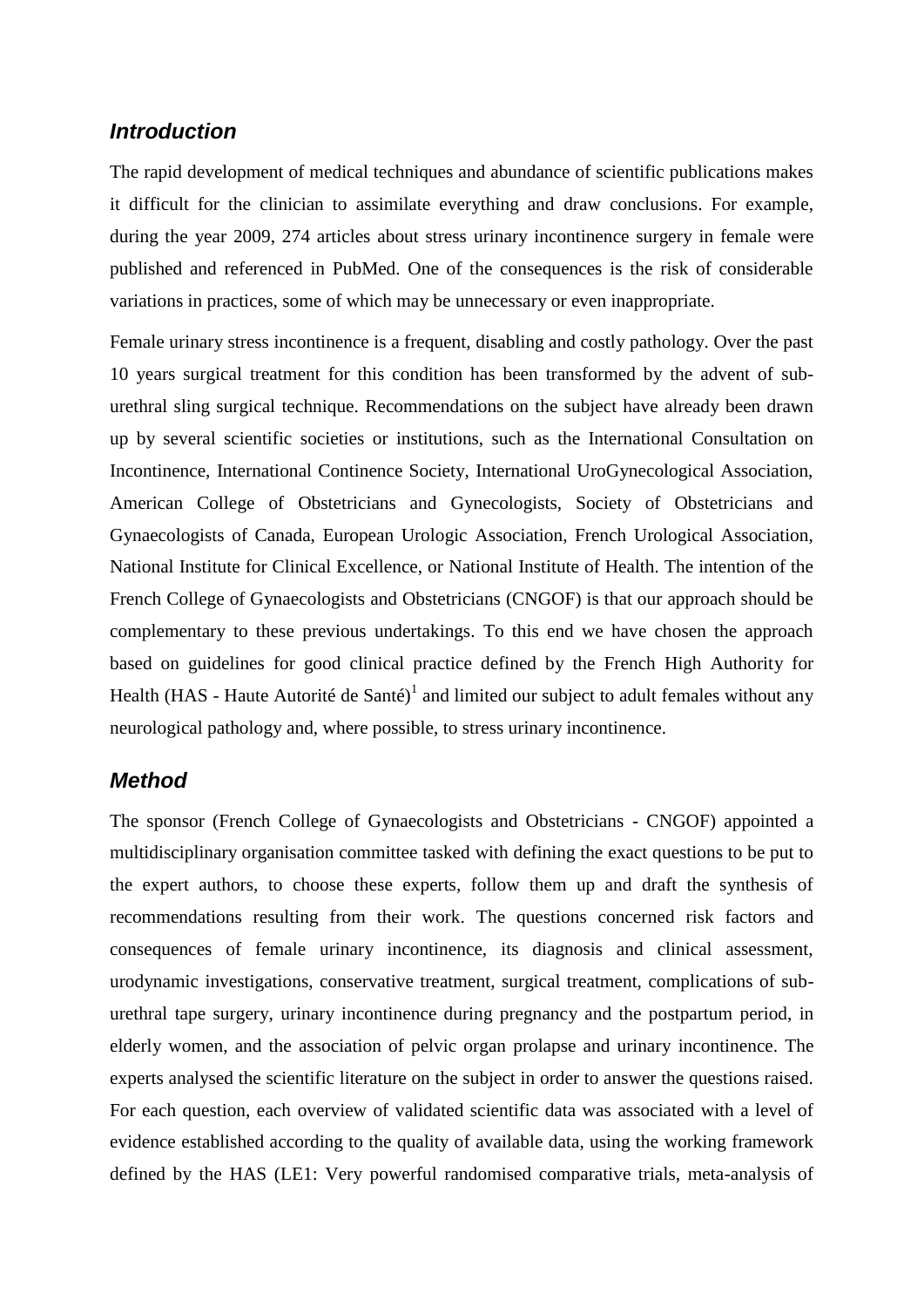## *Introduction*

The rapid development of medical techniques and abundance of scientific publications makes it difficult for the clinician to assimilate everything and draw conclusions. For example, during the year 2009, 274 articles about stress urinary incontinence surgery in female were published and referenced in PubMed. One of the consequences is the risk of considerable variations in practices, some of which may be unnecessary or even inappropriate.

Female urinary stress incontinence is a frequent, disabling and costly pathology. Over the past 10 years surgical treatment for this condition has been transformed by the advent of sub-urethral sling surgical technique. Recommendations on the subject have already been drawn up by several scientific societies or institutions, such as the International Consultation on Incontinence, International Continence Society, International UroGynecological Association, American College of Obstetricians and Gynecologists, Society of Obstetricians and Gynaecologists of Canada, European Urologic Association, French Urological Association, National Institute for Clinical Excellence, or National Institute of Health. The intention of the French College of Gynaecologists and Obstetricians (CNGOF) is that our approach should be complementary to these previous undertakings. To this end we have chosen the approach based on guidelines for good clinical practice defined by the French High Authority for Health (HAS - Haute Autorité de Santé)[1] and limited our subject to adult females without any neurological pathology and, where possible, to stress urinary incontinence.

## *Method*

The sponsor (French College of Gynaecologists and Obstetricians - CNGOF) appointed a multidisciplinary organisation committee tasked with defining the exact questions to be put to the expert authors, to choose these experts, follow them up and draft the synthesis of recommendations resulting from their work. The questions concerned risk factors and consequences of female urinary incontinence, its diagnosis and clinical assessment, urodynamic investigations, conservative treatment, surgical treatment, complications of sub-urethral tape surgery, urinary incontinence during pregnancy and the postpartum period, in elderly women, and the association of pelvic organ prolapse and urinary incontinence. The experts analysed the scientific literature on the subject in order to answer the questions raised. For each question, each overview of validated scientific data was associated with a level of evidence established according to the quality of available data, using the working framework defined by the HAS (LE1: Very powerful randomised comparative trials, meta-analysis of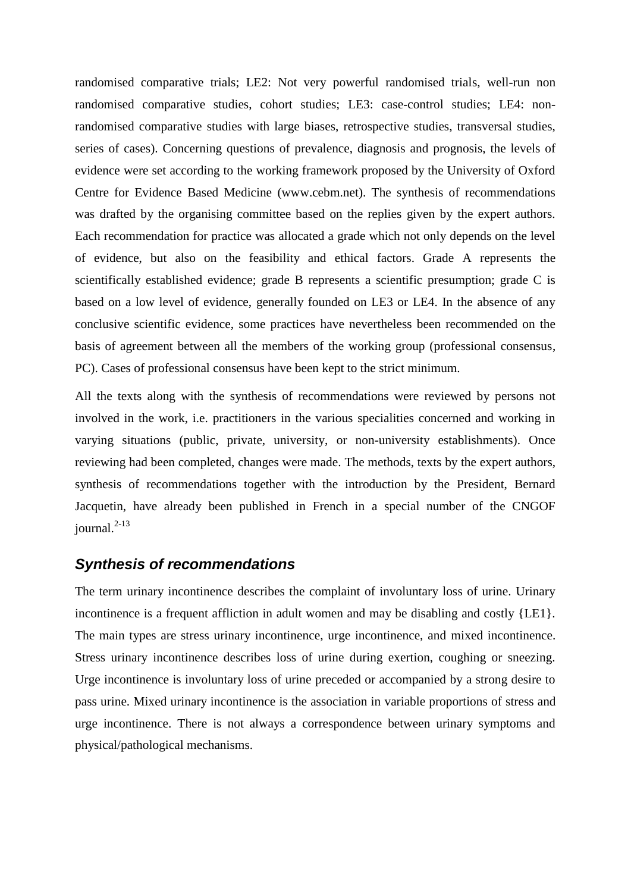randomised comparative trials; LE2: Not very powerful randomised trials, well-run non randomised comparative studies, cohort studies; LE3: case-control studies; LE4: non-randomised comparative studies with large biases, retrospective studies, transversal studies, series of cases). Concerning questions of prevalence, diagnosis and prognosis, the levels of evidence were set according to the working framework proposed by the University of Oxford Centre for Evidence Based Medicine (www.cebm.net). The synthesis of recommendations was drafted by the organising committee based on the replies given by the expert authors. Each recommendation for practice was allocated a grade which not only depends on the level of evidence, but also on the feasibility and ethical factors. Grade A represents the scientifically established evidence; grade B represents a scientific presumption; grade C is based on a low level of evidence, generally founded on LE3 or LE4. In the absence of any conclusive scientific evidence, some practices have nevertheless been recommended on the basis of agreement between all the members of the working group (professional consensus, PC). Cases of professional consensus have been kept to the strict minimum.

All the texts along with the synthesis of recommendations were reviewed by persons not involved in the work, i.e. practitioners in the various specialities concerned and working in varying situations (public, private, university, or non-university establishments). Once reviewing had been completed, changes were made. The methods, texts by the expert authors, synthesis of recommendations together with the introduction by the President, Bernard Jacquetin, have already been published in French in a special number of the CNGOF journal.[2-13]

## *Synthesis of recommendations*

The term urinary incontinence describes the complaint of involuntary loss of urine. Urinary incontinence is a frequent affliction in adult women and may be disabling and costly {LE1}. The main types are stress urinary incontinence, urge incontinence, and mixed incontinence. Stress urinary incontinence describes loss of urine during exertion, coughing or sneezing. Urge incontinence is involuntary loss of urine preceded or accompanied by a strong desire to pass urine. Mixed urinary incontinence is the association in variable proportions of stress and urge incontinence. There is not always a correspondence between urinary symptoms and physical/pathological mechanisms.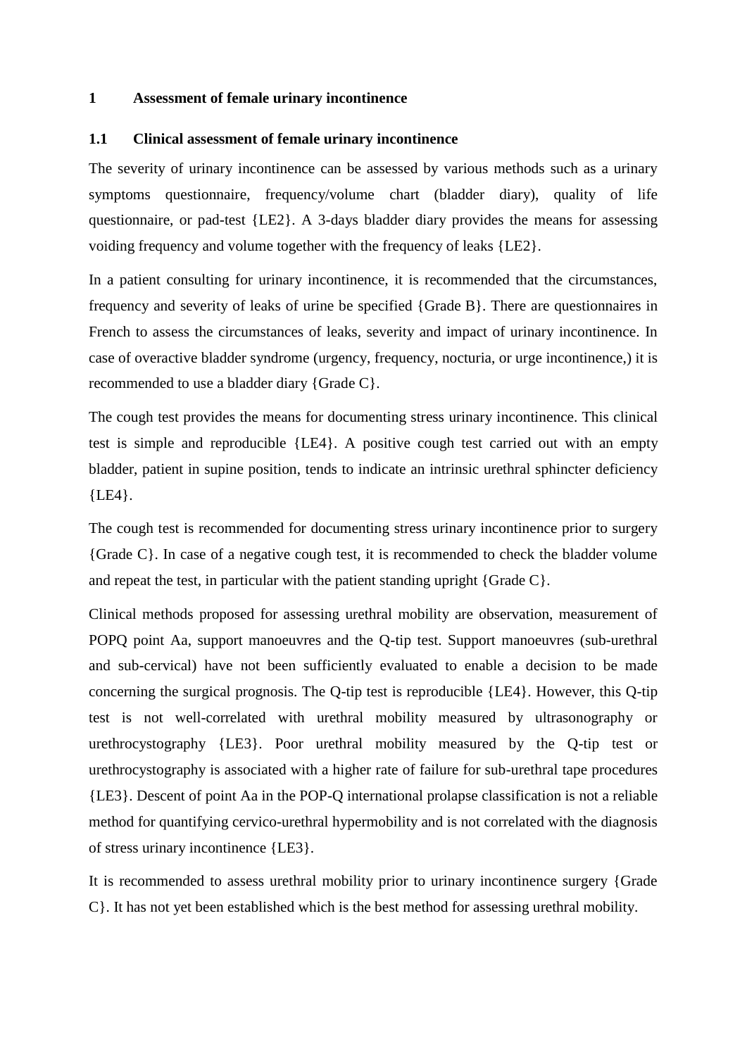# 1 Assessment of female urinary incontinence

## 1.1 Clinical assessment of female urinary incontinence

The severity of urinary incontinence can be assessed by various methods such as a urinary symptoms questionnaire, frequency/volume chart (bladder diary), quality of life questionnaire, or pad-test {LE2}. A 3-days bladder diary provides the means for assessing voiding frequency and volume together with the frequency of leaks {LE2}.

In a patient consulting for urinary incontinence, it is recommended that the circumstances, frequency and severity of leaks of urine be specified {Grade B}. There are questionnaires in French to assess the circumstances of leaks, severity and impact of urinary incontinence. In case of overactive bladder syndrome (urgency, frequency, nocturia, or urge incontinence,) it is recommended to use a bladder diary {Grade C}.

The cough test provides the means for documenting stress urinary incontinence. This clinical test is simple and reproducible {LE4}. A positive cough test carried out with an empty bladder, patient in supine position, tends to indicate an intrinsic urethral sphincter deficiency {LE4}.

The cough test is recommended for documenting stress urinary incontinence prior to surgery {Grade C}. In case of a negative cough test, it is recommended to check the bladder volume and repeat the test, in particular with the patient standing upright {Grade C}.

Clinical methods proposed for assessing urethral mobility are observation, measurement of POPQ point Aa, support manoeuvres and the Q-tip test. Support manoeuvres (sub-urethral and sub-cervical) have not been sufficiently evaluated to enable a decision to be made concerning the surgical prognosis. The Q-tip test is reproducible {LE4}. However, this Q-tip test is not well-correlated with urethral mobility measured by ultrasonography or urethrocystography {LE3}. Poor urethral mobility measured by the Q-tip test or urethrocystography is associated with a higher rate of failure for sub-urethral tape procedures {LE3}. Descent of point Aa in the POP-Q international prolapse classification is not a reliable method for quantifying cervico-urethral hypermobility and is not correlated with the diagnosis of stress urinary incontinence {LE3}.

It is recommended to assess urethral mobility prior to urinary incontinence surgery {Grade C}. It has not yet been established which is the best method for assessing urethral mobility.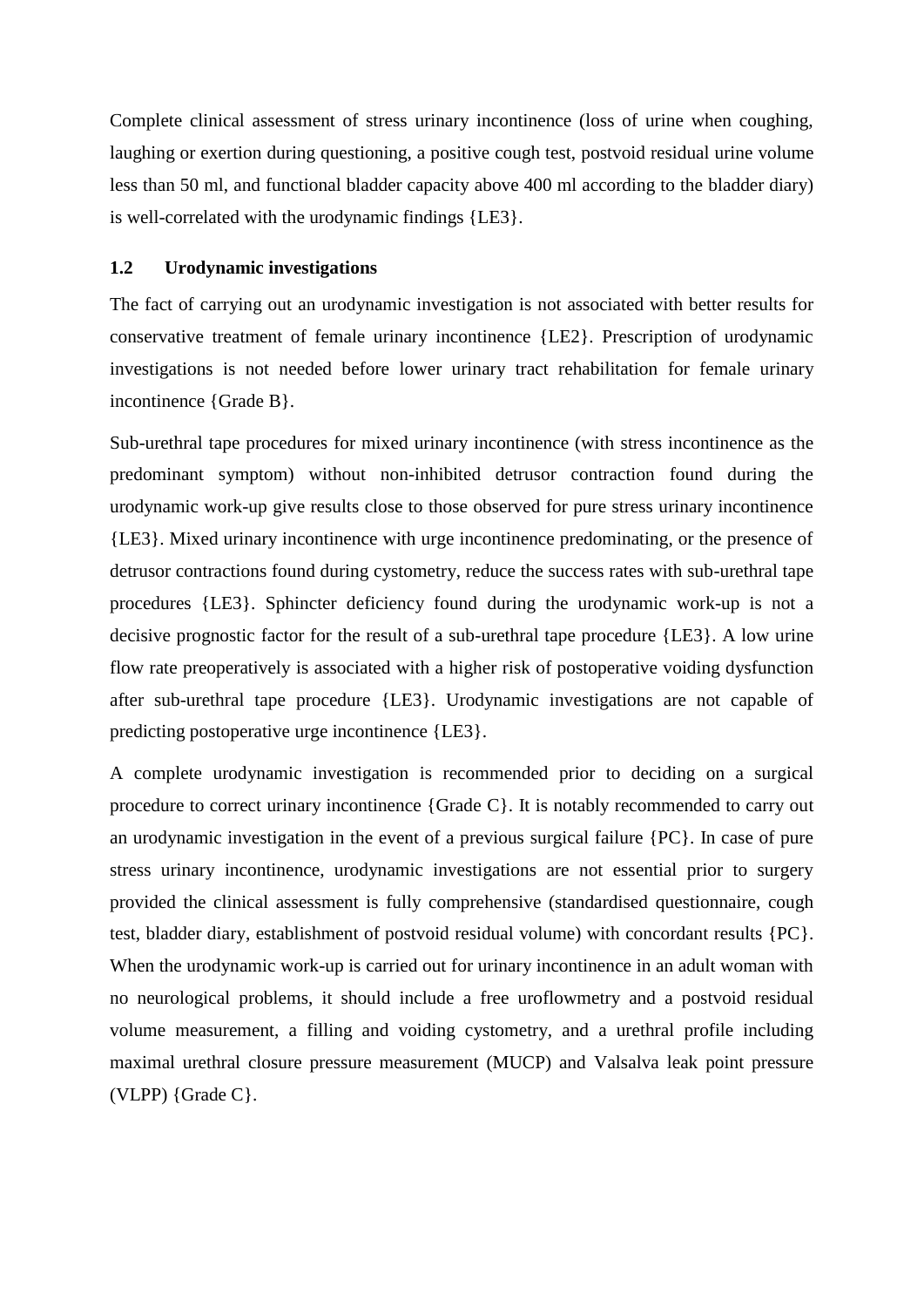Complete clinical assessment of stress urinary incontinence (loss of urine when coughing, laughing or exertion during questioning, a positive cough test, postvoid residual urine volume less than 50 ml, and functional bladder capacity above 400 ml according to the bladder diary) is well-correlated with the urodynamic findings {LE3}.

### 1.2 Urodynamic investigations

The fact of carrying out an urodynamic investigation is not associated with better results for conservative treatment of female urinary incontinence {LE2}. Prescription of urodynamic investigations is not needed before lower urinary tract rehabilitation for female urinary incontinence {Grade B}.

Sub-urethral tape procedures for mixed urinary incontinence (with stress incontinence as the predominant symptom) without non-inhibited detrusor contraction found during the urodynamic work-up give results close to those observed for pure stress urinary incontinence {LE3}. Mixed urinary incontinence with urge incontinence predominating, or the presence of detrusor contractions found during cystometry, reduce the success rates with sub-urethral tape procedures {LE3}. Sphincter deficiency found during the urodynamic work-up is not a decisive prognostic factor for the result of a sub-urethral tape procedure {LE3}. A low urine flow rate preoperatively is associated with a higher risk of postoperative voiding dysfunction after sub-urethral tape procedure {LE3}. Urodynamic investigations are not capable of predicting postoperative urge incontinence {LE3}.

A complete urodynamic investigation is recommended prior to deciding on a surgical procedure to correct urinary incontinence {Grade C}. It is notably recommended to carry out an urodynamic investigation in the event of a previous surgical failure {PC}. In case of pure stress urinary incontinence, urodynamic investigations are not essential prior to surgery provided the clinical assessment is fully comprehensive (standardised questionnaire, cough test, bladder diary, establishment of postvoid residual volume) with concordant results {PC}. When the urodynamic work-up is carried out for urinary incontinence in an adult woman with no neurological problems, it should include a free uroflowmetry and a postvoid residual volume measurement, a filling and voiding cystometry, and a urethral profile including maximal urethral closure pressure measurement (MUCP) and Valsalva leak point pressure (VLPP) {Grade C}.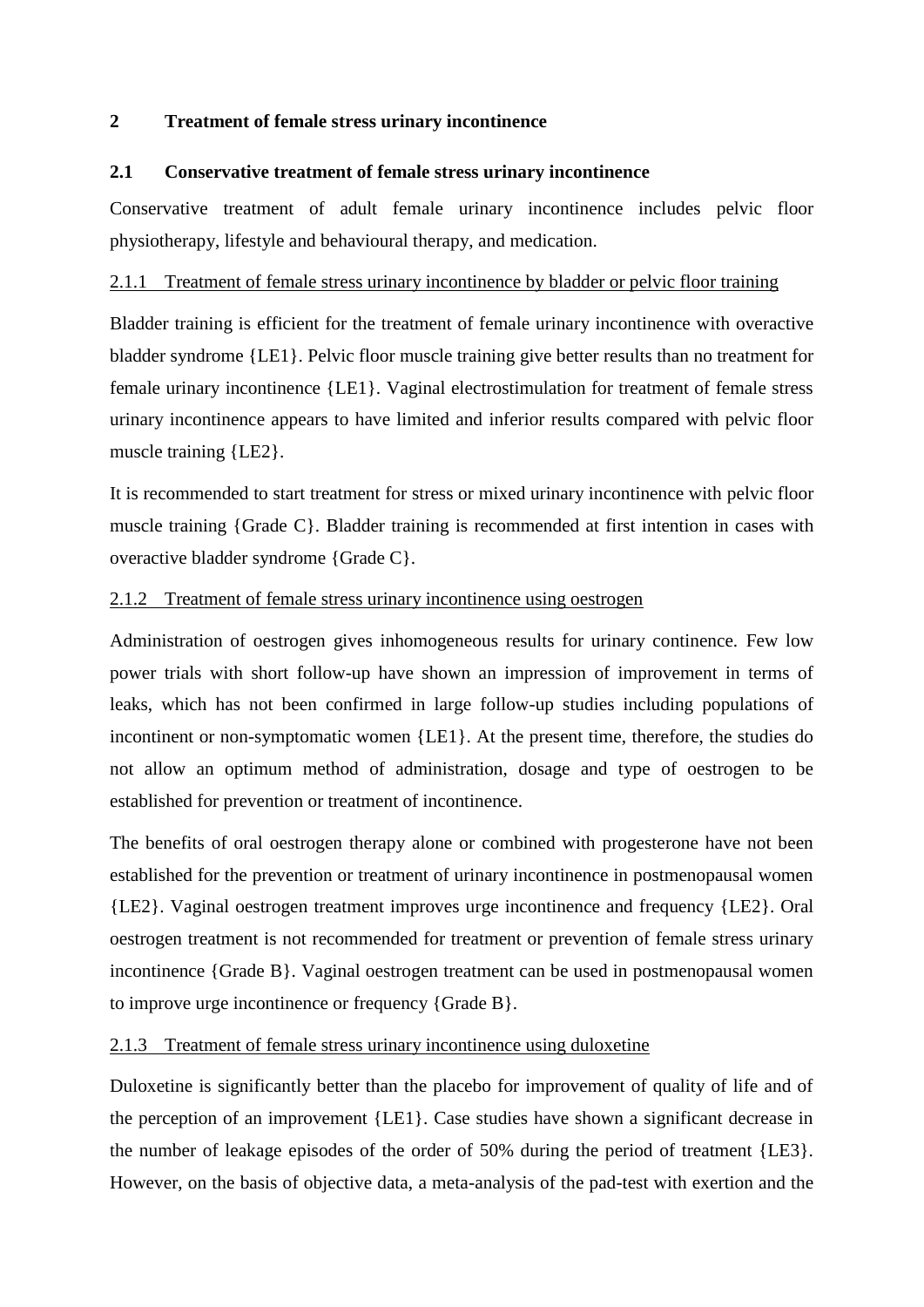## 2 Treatment of female stress urinary incontinence

### 2.1 Conservative treatment of female stress urinary incontinence

Conservative treatment of adult female urinary incontinence includes pelvic floor physiotherapy, lifestyle and behavioural therapy, and medication.

#### 2.1.1 Treatment of female stress urinary incontinence by bladder or pelvic floor training

Bladder training is efficient for the treatment of female urinary incontinence with overactive bladder syndrome {LE1}. Pelvic floor muscle training give better results than no treatment for female urinary incontinence {LE1}. Vaginal electrostimulation for treatment of female stress urinary incontinence appears to have limited and inferior results compared with pelvic floor muscle training {LE2}.

It is recommended to start treatment for stress or mixed urinary incontinence with pelvic floor muscle training {Grade C}. Bladder training is recommended at first intention in cases with overactive bladder syndrome {Grade C}.

#### 2.1.2 Treatment of female stress urinary incontinence using oestrogen

Administration of oestrogen gives inhomogeneous results for urinary continence. Few low power trials with short follow-up have shown an impression of improvement in terms of leaks, which has not been confirmed in large follow-up studies including populations of incontinent or non-symptomatic women {LE1}. At the present time, therefore, the studies do not allow an optimum method of administration, dosage and type of oestrogen to be established for prevention or treatment of incontinence.

The benefits of oral oestrogen therapy alone or combined with progesterone have not been established for the prevention or treatment of urinary incontinence in postmenopausal women {LE2}. Vaginal oestrogen treatment improves urge incontinence and frequency {LE2}. Oral oestrogen treatment is not recommended for treatment or prevention of female stress urinary incontinence {Grade B}. Vaginal oestrogen treatment can be used in postmenopausal women to improve urge incontinence or frequency {Grade B}.

#### 2.1.3 Treatment of female stress urinary incontinence using duloxetine

Duloxetine is significantly better than the placebo for improvement of quality of life and of the perception of an improvement {LE1}. Case studies have shown a significant decrease in the number of leakage episodes of the order of 50% during the period of treatment {LE3}. However, on the basis of objective data, a meta-analysis of the pad-test with exertion and the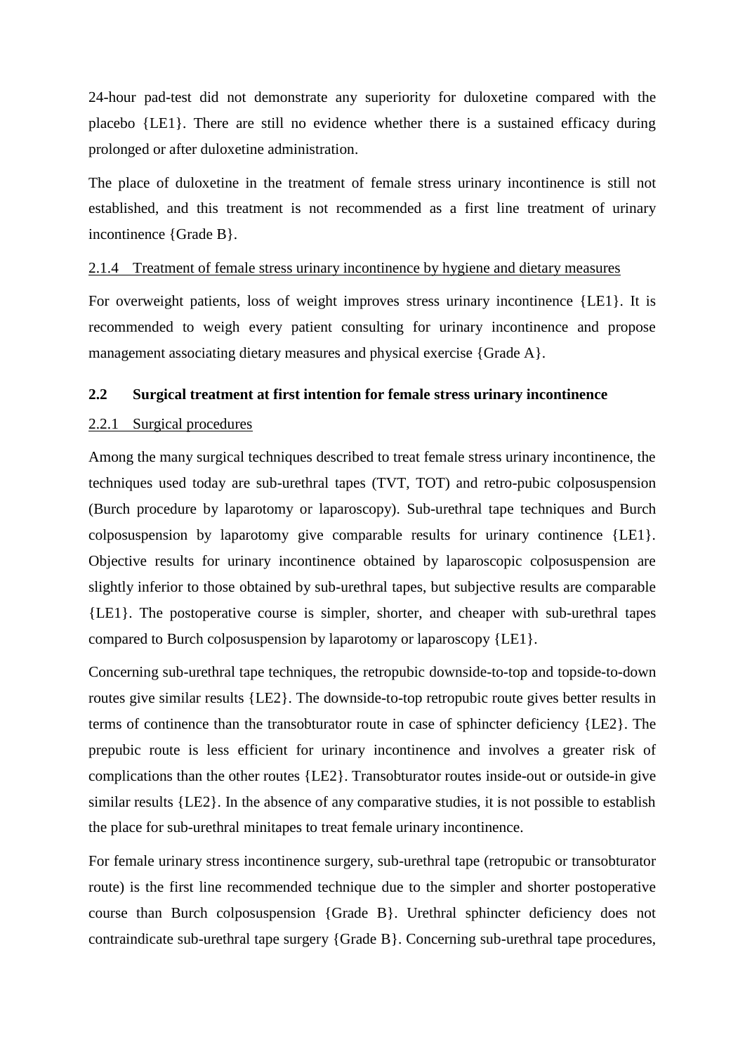24-hour pad-test did not demonstrate any superiority for duloxetine compared with the placebo {LE1}. There are still no evidence whether there is a sustained efficacy during prolonged or after duloxetine administration.

The place of duloxetine in the treatment of female stress urinary incontinence is still not established, and this treatment is not recommended as a first line treatment of urinary incontinence {Grade B}.

#### 2.1.4 Treatment of female stress urinary incontinence by hygiene and dietary measures

For overweight patients, loss of weight improves stress urinary incontinence {LE1}. It is recommended to weigh every patient consulting for urinary incontinence and propose management associating dietary measures and physical exercise {Grade A}.

## 2.2 Surgical treatment at first intention for female stress urinary incontinence

#### 2.2.1 Surgical procedures

Among the many surgical techniques described to treat female stress urinary incontinence, the techniques used today are sub-urethral tapes (TVT, TOT) and retro-pubic colposuspension (Burch procedure by laparotomy or laparoscopy). Sub-urethral tape techniques and Burch colposuspension by laparotomy give comparable results for urinary continence {LE1}. Objective results for urinary incontinence obtained by laparoscopic colposuspension are slightly inferior to those obtained by sub-urethral tapes, but subjective results are comparable {LE1}. The postoperative course is simpler, shorter, and cheaper with sub-urethral tapes compared to Burch colposuspension by laparotomy or laparoscopy {LE1}.

Concerning sub-urethral tape techniques, the retropubic downside-to-top and topside-to-down routes give similar results {LE2}. The downside-to-top retropubic route gives better results in terms of continence than the transobturator route in case of sphincter deficiency {LE2}. The prepubic route is less efficient for urinary incontinence and involves a greater risk of complications than the other routes {LE2}. Transobturator routes inside-out or outside-in give similar results {LE2}. In the absence of any comparative studies, it is not possible to establish the place for sub-urethral minitapes to treat female urinary incontinence.

For female urinary stress incontinence surgery, sub-urethral tape (retropubic or transobturator route) is the first line recommended technique due to the simpler and shorter postoperative course than Burch colposuspension {Grade B}. Urethral sphincter deficiency does not contraindicate sub-urethral tape surgery {Grade B}. Concerning sub-urethral tape procedures,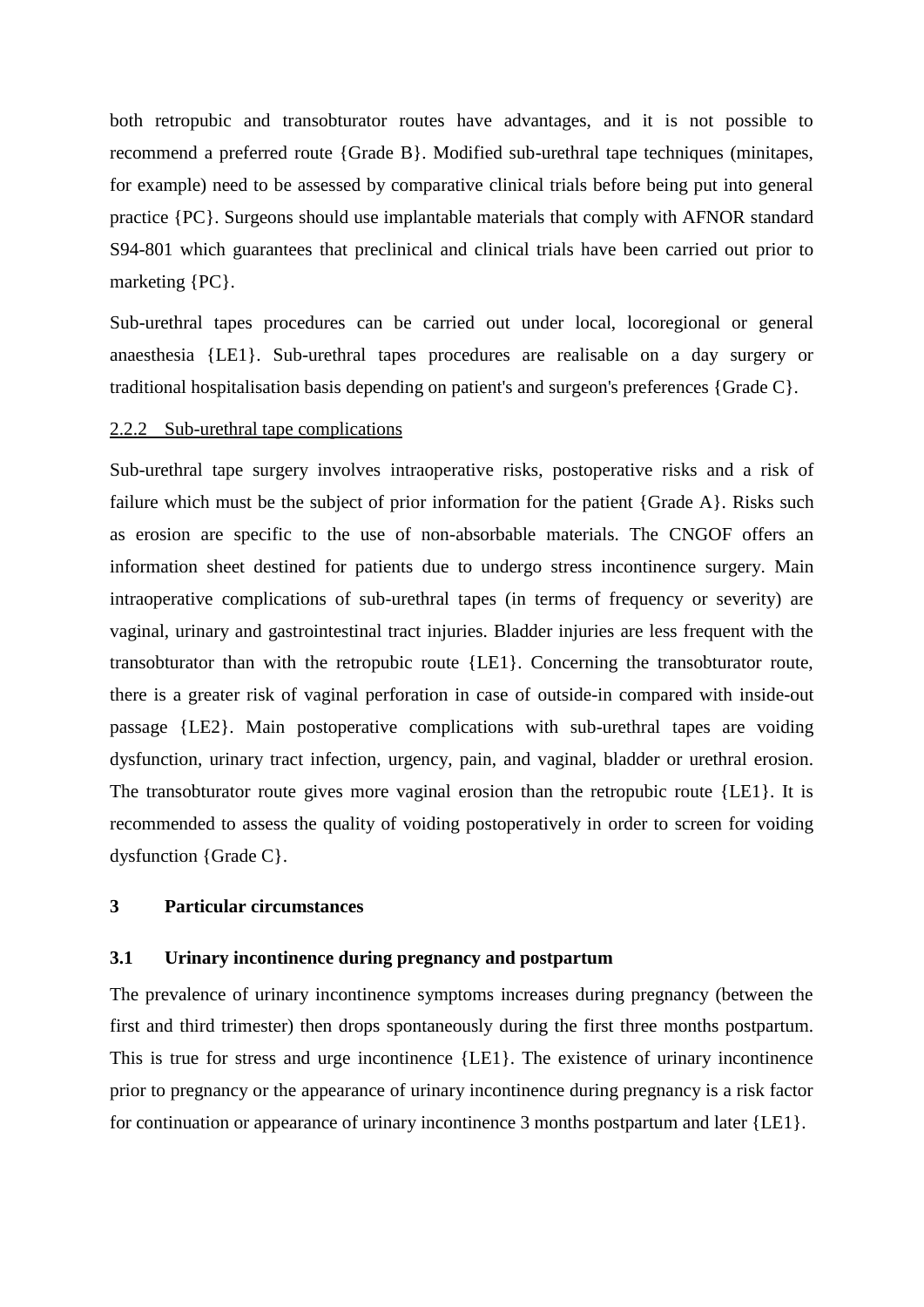both retropubic and transobturator routes have advantages, and it is not possible to recommend a preferred route {Grade B}. Modified sub-urethral tape techniques (minitapes, for example) need to be assessed by comparative clinical trials before being put into general practice {PC}. Surgeons should use implantable materials that comply with AFNOR standard S94-801 which guarantees that preclinical and clinical trials have been carried out prior to marketing {PC}.

Sub-urethral tapes procedures can be carried out under local, locoregional or general anaesthesia {LE1}. Sub-urethral tapes procedures are realisable on a day surgery or traditional hospitalisation basis depending on patient's and surgeon's preferences {Grade C}.

#### 2.2.2 Sub-urethral tape complications

Sub-urethral tape surgery involves intraoperative risks, postoperative risks and a risk of failure which must be the subject of prior information for the patient {Grade A}. Risks such as erosion are specific to the use of non-absorbable materials. The CNGOF offers an information sheet destined for patients due to undergo stress incontinence surgery. Main intraoperative complications of sub-urethral tapes (in terms of frequency or severity) are vaginal, urinary and gastrointestinal tract injuries. Bladder injuries are less frequent with the transobturator than with the retropubic route {LE1}. Concerning the transobturator route, there is a greater risk of vaginal perforation in case of outside-in compared with inside-out passage {LE2}. Main postoperative complications with sub-urethral tapes are voiding dysfunction, urinary tract infection, urgency, pain, and vaginal, bladder or urethral erosion. The transobturator route gives more vaginal erosion than the retropubic route {LE1}. It is recommended to assess the quality of voiding postoperatively in order to screen for voiding dysfunction {Grade C}.

## 3 Particular circumstances

### 3.1 Urinary incontinence during pregnancy and postpartum

The prevalence of urinary incontinence symptoms increases during pregnancy (between the first and third trimester) then drops spontaneously during the first three months postpartum. This is true for stress and urge incontinence {LE1}. The existence of urinary incontinence prior to pregnancy or the appearance of urinary incontinence during pregnancy is a risk factor for continuation or appearance of urinary incontinence 3 months postpartum and later {LE1}.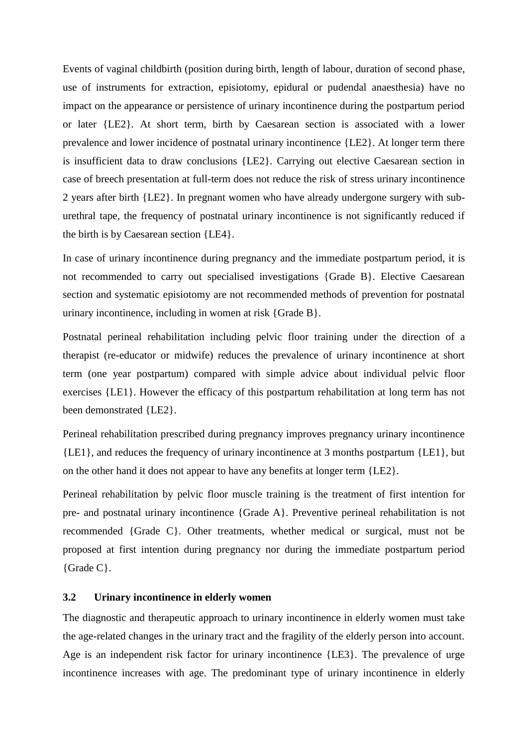Events of vaginal childbirth (position during birth, length of labour, duration of second phase, use of instruments for extraction, episiotomy, epidural or pudendal anaesthesia) have no impact on the appearance or persistence of urinary incontinence during the postpartum period or later {LE2}. At short term, birth by Caesarean section is associated with a lower prevalence and lower incidence of postnatal urinary incontinence {LE2}. At longer term there is insufficient data to draw conclusions {LE2}. Carrying out elective Caesarean section in case of breech presentation at full-term does not reduce the risk of stress urinary incontinence 2 years after birth {LE2}. In pregnant women who have already undergone surgery with sub-urethral tape, the frequency of postnatal urinary incontinence is not significantly reduced if the birth is by Caesarean section {LE4}.

In case of urinary incontinence during pregnancy and the immediate postpartum period, it is not recommended to carry out specialised investigations {Grade B}. Elective Caesarean section and systematic episiotomy are not recommended methods of prevention for postnatal urinary incontinence, including in women at risk {Grade B}.

Postnatal perineal rehabilitation including pelvic floor training under the direction of a therapist (re-educator or midwife) reduces the prevalence of urinary incontinence at short term (one year postpartum) compared with simple advice about individual pelvic floor exercises {LE1}. However the efficacy of this postpartum rehabilitation at long term has not been demonstrated {LE2}.

Perineal rehabilitation prescribed during pregnancy improves pregnancy urinary incontinence {LE1}, and reduces the frequency of urinary incontinence at 3 months postpartum {LE1}, but on the other hand it does not appear to have any benefits at longer term {LE2}.

Perineal rehabilitation by pelvic floor muscle training is the treatment of first intention for pre- and postnatal urinary incontinence {Grade A}. Preventive perineal rehabilitation is not recommended {Grade C}. Other treatments, whether medical or surgical, must not be proposed at first intention during pregnancy nor during the immediate postpartum period {Grade C}.

### 3.2 Urinary incontinence in elderly women

The diagnostic and therapeutic approach to urinary incontinence in elderly women must take the age-related changes in the urinary tract and the fragility of the elderly person into account. Age is an independent risk factor for urinary incontinence {LE3}. The prevalence of urge incontinence increases with age. The predominant type of urinary incontinence in elderly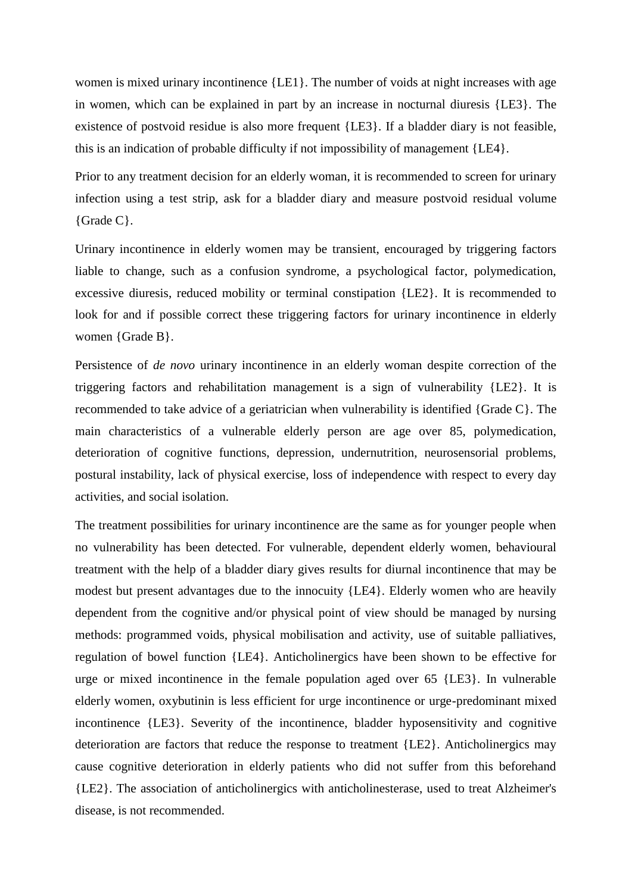women is mixed urinary incontinence {LE1}. The number of voids at night increases with age in women, which can be explained in part by an increase in nocturnal diuresis {LE3}. The existence of postvoid residue is also more frequent {LE3}. If a bladder diary is not feasible, this is an indication of probable difficulty if not impossibility of management {LE4}.

Prior to any treatment decision for an elderly woman, it is recommended to screen for urinary infection using a test strip, ask for a bladder diary and measure postvoid residual volume {Grade C}.

Urinary incontinence in elderly women may be transient, encouraged by triggering factors liable to change, such as a confusion syndrome, a psychological factor, polymedication, excessive diuresis, reduced mobility or terminal constipation {LE2}. It is recommended to look for and if possible correct these triggering factors for urinary incontinence in elderly women {Grade B}.

Persistence of *de novo* urinary incontinence in an elderly woman despite correction of the triggering factors and rehabilitation management is a sign of vulnerability {LE2}. It is recommended to take advice of a geriatrician when vulnerability is identified {Grade C}. The main characteristics of a vulnerable elderly person are age over 85, polymedication, deterioration of cognitive functions, depression, undernutrition, neurosensorial problems, postural instability, lack of physical exercise, loss of independence with respect to every day activities, and social isolation.

The treatment possibilities for urinary incontinence are the same as for younger people when no vulnerability has been detected. For vulnerable, dependent elderly women, behavioural treatment with the help of a bladder diary gives results for diurnal incontinence that may be modest but present advantages due to the innocuity {LE4}. Elderly women who are heavily dependent from the cognitive and/or physical point of view should be managed by nursing methods: programmed voids, physical mobilisation and activity, use of suitable palliatives, regulation of bowel function {LE4}. Anticholinergics have been shown to be effective for urge or mixed incontinence in the female population aged over 65 {LE3}. In vulnerable elderly women, oxybutinin is less efficient for urge incontinence or urge-predominant mixed incontinence {LE3}. Severity of the incontinence, bladder hyposensitivity and cognitive deterioration are factors that reduce the response to treatment {LE2}. Anticholinergics may cause cognitive deterioration in elderly patients who did not suffer from this beforehand {LE2}. The association of anticholinergics with anticholinesterase, used to treat Alzheimer's disease, is not recommended.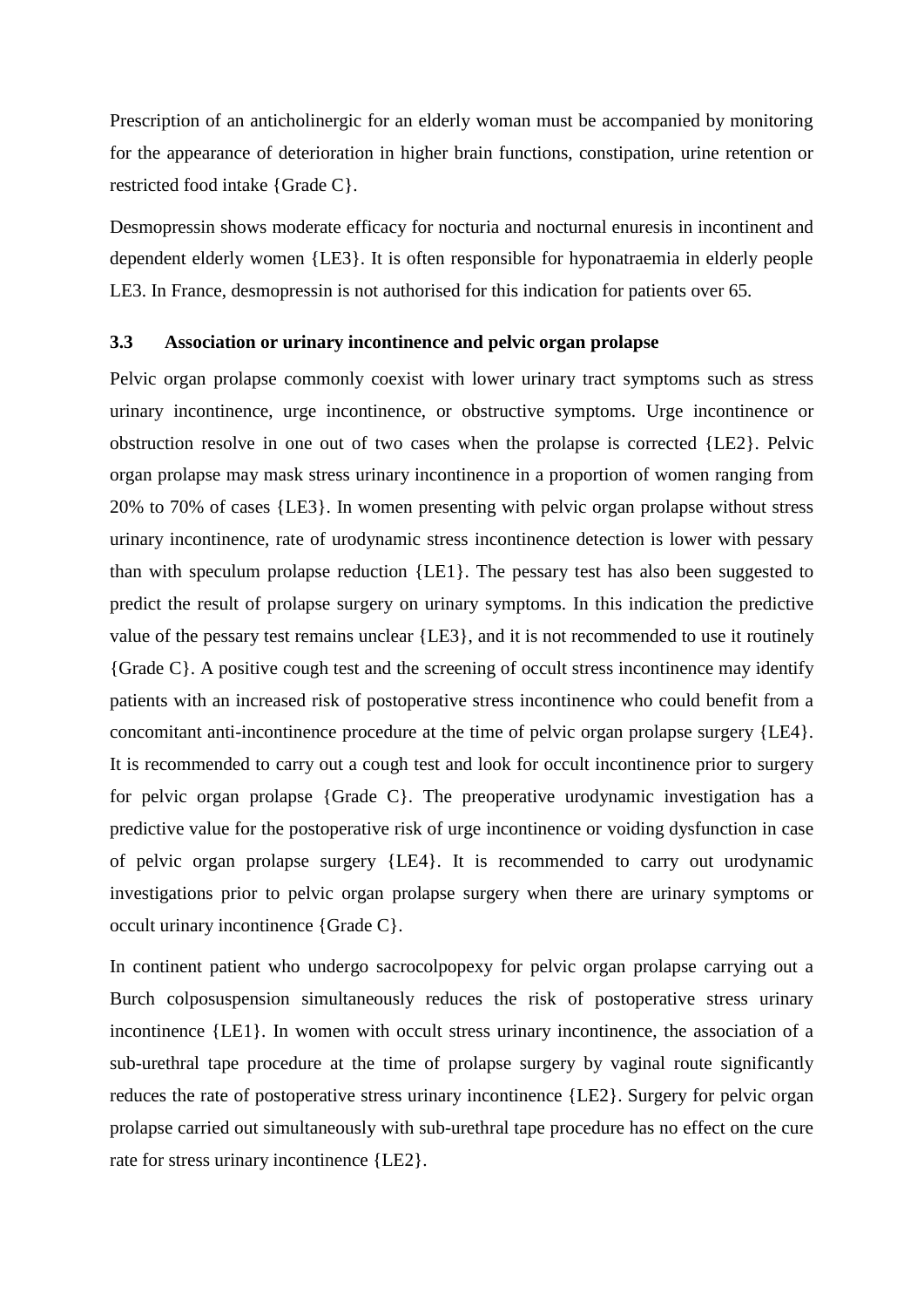Prescription of an anticholinergic for an elderly woman must be accompanied by monitoring for the appearance of deterioration in higher brain functions, constipation, urine retention or restricted food intake {Grade C}.

Desmopressin shows moderate efficacy for nocturia and nocturnal enuresis in incontinent and dependent elderly women {LE3}. It is often responsible for hyponatraemia in elderly people LE3. In France, desmopressin is not authorised for this indication for patients over 65.

### 3.3 Association or urinary incontinence and pelvic organ prolapse

Pelvic organ prolapse commonly coexist with lower urinary tract symptoms such as stress urinary incontinence, urge incontinence, or obstructive symptoms. Urge incontinence or obstruction resolve in one out of two cases when the prolapse is corrected {LE2}. Pelvic organ prolapse may mask stress urinary incontinence in a proportion of women ranging from 20% to 70% of cases {LE3}. In women presenting with pelvic organ prolapse without stress urinary incontinence, rate of urodynamic stress incontinence detection is lower with pessary than with speculum prolapse reduction {LE1}. The pessary test has also been suggested to predict the result of prolapse surgery on urinary symptoms. In this indication the predictive value of the pessary test remains unclear {LE3}, and it is not recommended to use it routinely {Grade C}. A positive cough test and the screening of occult stress incontinence may identify patients with an increased risk of postoperative stress incontinence who could benefit from a concomitant anti-incontinence procedure at the time of pelvic organ prolapse surgery {LE4}. It is recommended to carry out a cough test and look for occult incontinence prior to surgery for pelvic organ prolapse {Grade C}. The preoperative urodynamic investigation has a predictive value for the postoperative risk of urge incontinence or voiding dysfunction in case of pelvic organ prolapse surgery {LE4}. It is recommended to carry out urodynamic investigations prior to pelvic organ prolapse surgery when there are urinary symptoms or occult urinary incontinence {Grade C}.

In continent patient who undergo sacrocolpopexy for pelvic organ prolapse carrying out a Burch colposuspension simultaneously reduces the risk of postoperative stress urinary incontinence {LE1}. In women with occult stress urinary incontinence, the association of a sub-urethral tape procedure at the time of prolapse surgery by vaginal route significantly reduces the rate of postoperative stress urinary incontinence {LE2}. Surgery for pelvic organ prolapse carried out simultaneously with sub-urethral tape procedure has no effect on the cure rate for stress urinary incontinence {LE2}.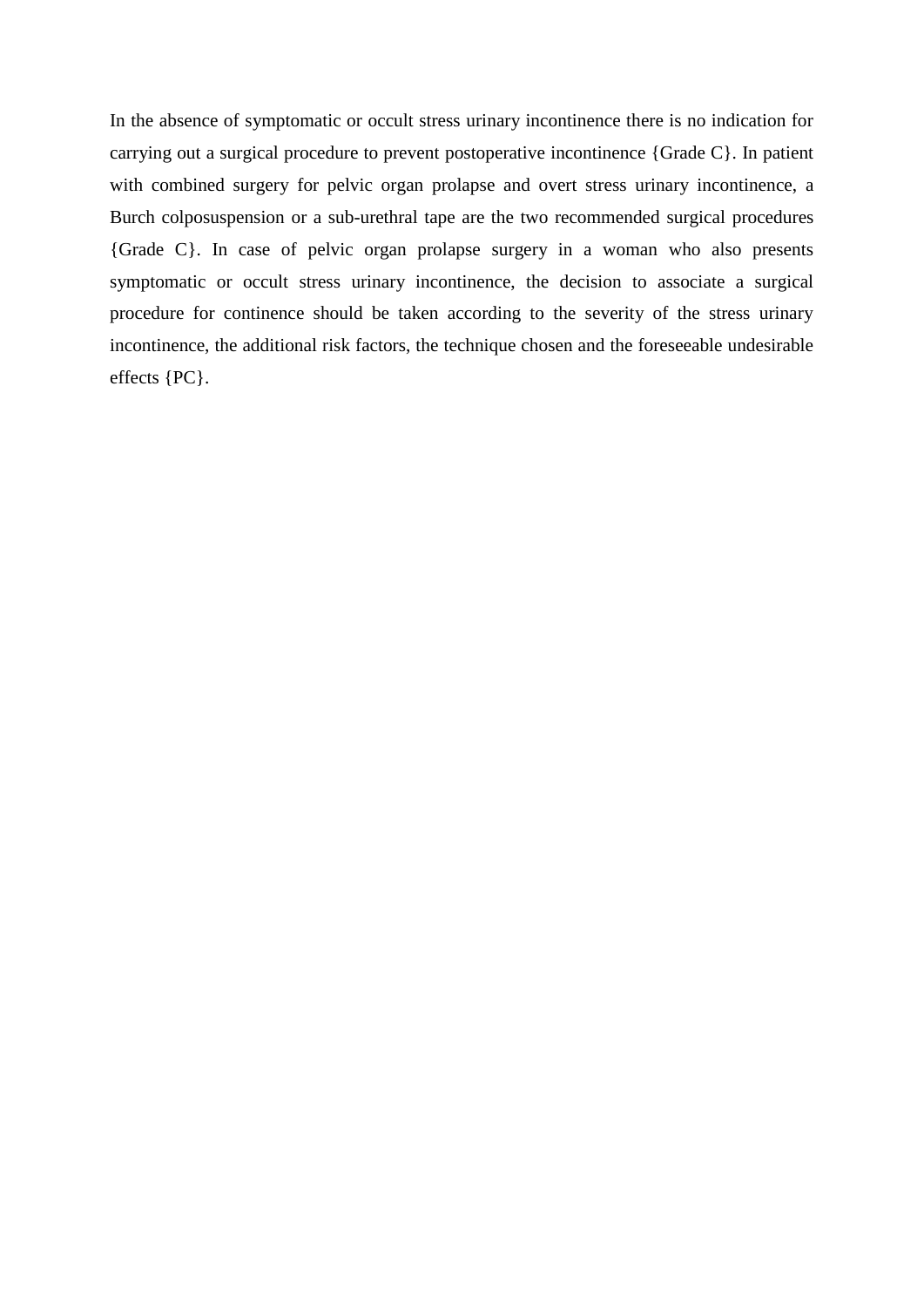In the absence of symptomatic or occult stress urinary incontinence there is no indication for carrying out a surgical procedure to prevent postoperative incontinence {Grade C}. In patient with combined surgery for pelvic organ prolapse and overt stress urinary incontinence, a Burch colposuspension or a sub-urethral tape are the two recommended surgical procedures {Grade C}. In case of pelvic organ prolapse surgery in a woman who also presents symptomatic or occult stress urinary incontinence, the decision to associate a surgical procedure for continence should be taken according to the severity of the stress urinary incontinence, the additional risk factors, the technique chosen and the foreseeable undesirable effects {PC}.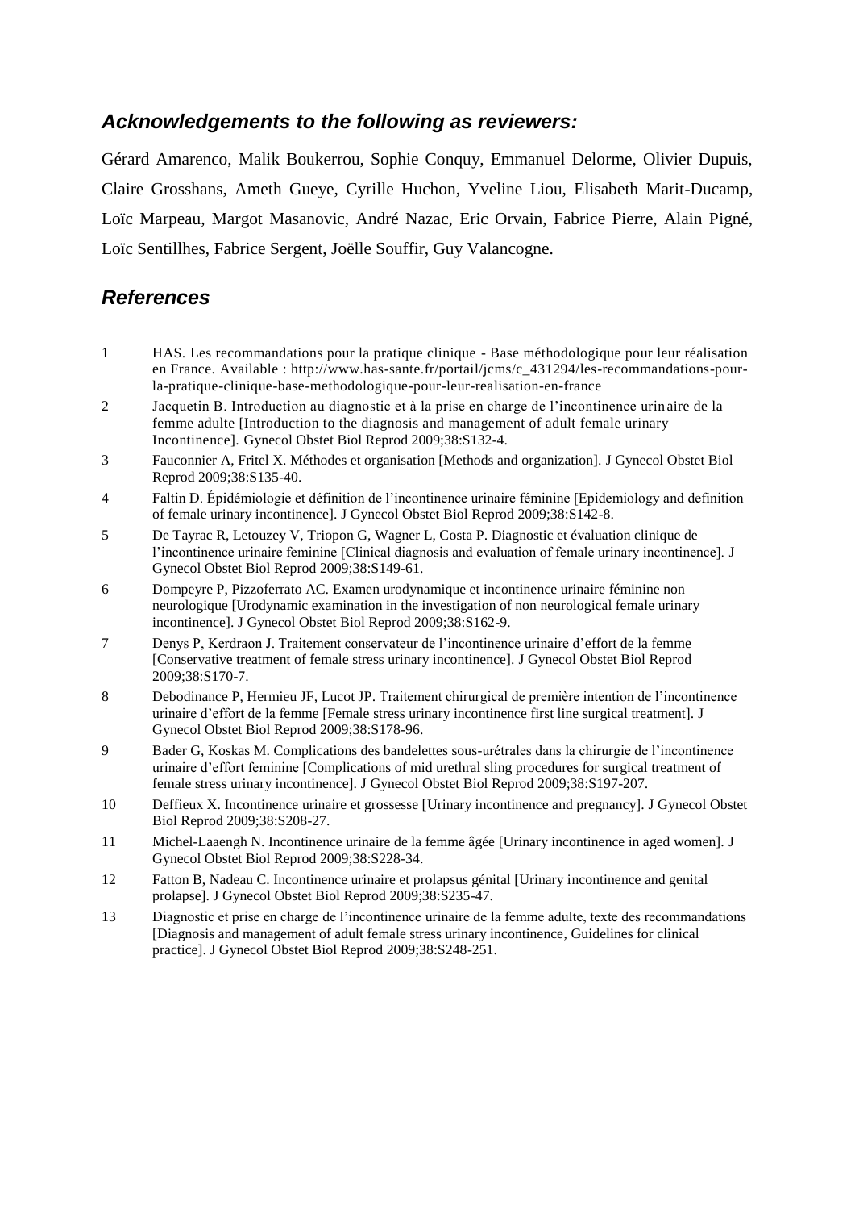## *Acknowledgements to the following as reviewers:*

Gérard Amarenco, Malik Boukerrou, Sophie Conquy, Emmanuel Delorme, Olivier Dupuis, Claire Grosshans, Ameth Gueye, Cyrille Huchon, Yveline Liou, Elisabeth Marit-Ducamp, Loïc Marpeau, Margot Masanovic, André Nazac, Eric Orvain, Fabrice Pierre, Alain Pigné, Loïc Sentillhes, Fabrice Sergent, Joëlle Souffir, Guy Valancogne.

## *References*

1. HAS. Les recommandations pour la pratique clinique - Base méthodologique pour leur réalisation en France. Available : http://www.has-sante.fr/portail/jcms/c_431294/les-recommandations-pour-la-pratique-clinique-base-methodologique-pour-leur-realisation-en-france
2. Jacquetin B. Introduction au diagnostic et à la prise en charge de l'incontinence urinaire de la femme adulte [Introduction to the diagnosis and management of adult female urinary Incontinence]. Gynecol Obstet Biol Reprod 2009;38:S132-4.
3. Fauconnier A, Fritel X. Méthodes et organisation [Methods and organization]. J Gynecol Obstet Biol Reprod 2009;38:S135-40.
4. Faltin D. Épidémiologie et définition de l'incontinence urinaire féminine [Epidemiology and definition of female urinary incontinence]. J Gynecol Obstet Biol Reprod 2009;38:S142-8.
5. De Tayrac R, Letouzey V, Triopon G, Wagner L, Costa P. Diagnostic et évaluation clinique de l'incontinence urinaire feminine [Clinical diagnosis and evaluation of female urinary incontinence]. J Gynecol Obstet Biol Reprod 2009;38:S149-61.
6. Dompeyre P, Pizzoferrato AC. Examen urodynamique et incontinence urinaire féminine non neurologique [Urodynamic examination in the investigation of non neurological female urinary incontinence]. J Gynecol Obstet Biol Reprod 2009;38:S162-9.
7. Denys P, Kerdraon J. Traitement conservateur de l'incontinence urinaire d'effort de la femme [Conservative treatment of female stress urinary incontinence]. J Gynecol Obstet Biol Reprod 2009;38:S170-7.
8. Debodinance P, Hermieu JF, Lucot JP. Traitement chirurgical de première intention de l'incontinence urinaire d'effort de la femme [Female stress urinary incontinence first line surgical treatment]. J Gynecol Obstet Biol Reprod 2009;38:S178-96.
9. Bader G, Koskas M. Complications des bandelettes sous-urétrales dans la chirurgie de l'incontinence urinaire d'effort feminine [Complications of mid urethral sling procedures for surgical treatment of female stress urinary incontinence]. J Gynecol Obstet Biol Reprod 2009;38:S197-207.
10. Deffieux X. Incontinence urinaire et grossesse [Urinary incontinence and pregnancy]. J Gynecol Obstet Biol Reprod 2009;38:S208-27.
11. Michel-Laaengh N. Incontinence urinaire de la femme âgée [Urinary incontinence in aged women]. J Gynecol Obstet Biol Reprod 2009;38:S228-34.
12. Fatton B, Nadeau C. Incontinence urinaire et prolapsus génital [Urinary incontinence and genital prolapse]. J Gynecol Obstet Biol Reprod 2009;38:S235-47.
13. Diagnostic et prise en charge de l'incontinence urinaire de la femme adulte, texte des recommandations [Diagnosis and management of adult female stress urinary incontinence, Guidelines for clinical practice]. J Gynecol Obstet Biol Reprod 2009;38:S248-251.